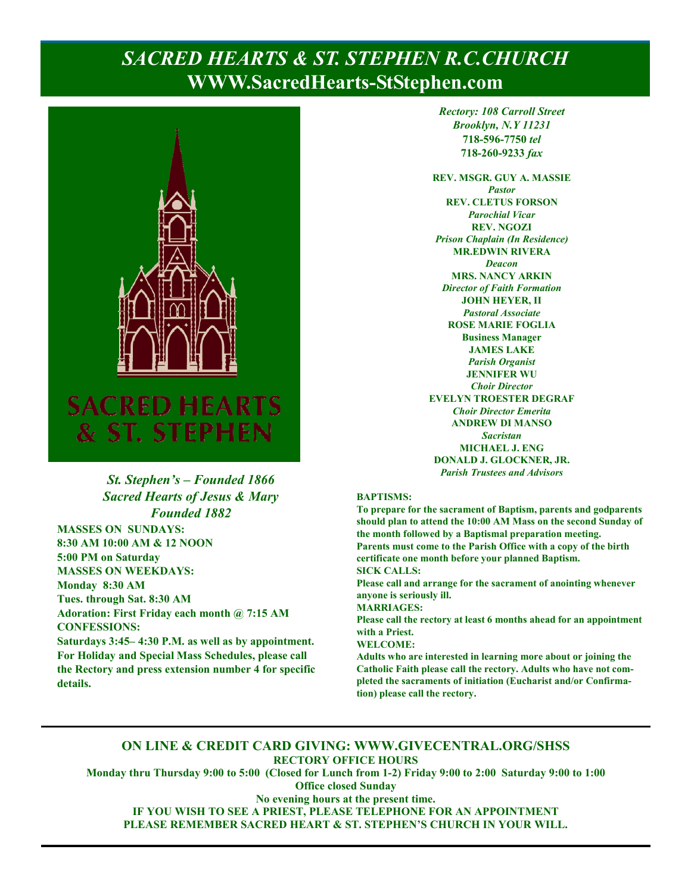# *SACRED HEARTS & ST. STEPHEN R.C.CHURCH*
# WWW.SacredHearts-StStephen.com

SACRED HEARTS & ST. STEPHEN

***St. Stephen's – Founded 1866***
***Sacred Hearts of Jesus & Mary Founded 1882***

**MASSES ON SUNDAYS:**
**8:30 AM 10:00 AM & 12 NOON**
**5:00 PM on Saturday**
**MASSES ON WEEKDAYS:**
**Monday 8:30 AM**
**Tues. through Sat. 8:30 AM**
**Adoration: First Friday each month @ 7:15 AM**
**CONFESSIONS:**
**Saturdays 3:45– 4:30 P.M. as well as by appointment.**
**For Holiday and Special Mass Schedules, please call the Rectory and press extension number 4 for specific details.**

***Rectory: 108 Carroll Street***
***Brooklyn, N.Y 11231***
**718-596-7750** ***tel***
**718-260-9233** ***fax***

**REV. MSGR. GUY A. MASSIE**
***Pastor***
**REV. CLETUS FORSON**
***Parochial Vicar***
**REV. NGOZI**
***Prison Chaplain (In Residence)***
**MR.EDWIN RIVERA**
***Deacon***
**MRS. NANCY ARKIN**
***Director of Faith Formation***
**JOHN HEYER, II**
***Pastoral Associate***
**ROSE MARIE FOGLIA**
**Business Manager**
**JAMES LAKE**
***Parish Organist***
**JENNIFER WU**
***Choir Director***
**EVELYN TROESTER DEGRAF**
***Choir Director Emerita***
**ANDREW DI MANSO**
***Sacristan***
**MICHAEL J. ENG**
**DONALD J. GLOCKNER, JR.**
***Parish Trustees and Advisors***

**BAPTISMS:**
**To prepare for the sacrament of Baptism, parents and godparents should plan to attend the 10:00 AM Mass on the second Sunday of the month followed by a Baptismal preparation meeting. Parents must come to the Parish Office with a copy of the birth certificate one month before your planned Baptism.**
**SICK CALLS:**
**Please call and arrange for the sacrament of anointing whenever anyone is seriously ill.**
**MARRIAGES:**
**Please call the rectory at least 6 months ahead for an appointment with a Priest.**
**WELCOME:**
**Adults who are interested in learning more about or joining the Catholic Faith please call the rectory. Adults who have not completed the sacraments of initiation (Eucharist and/or Confirmation) please call the rectory.**

---

**ON LINE & CREDIT CARD GIVING: WWW.GIVECENTRAL.ORG/SHSS**
**RECTORY OFFICE HOURS**
**Monday thru Thursday 9:00 to 5:00 (Closed for Lunch from 1-2) Friday 9:00 to 2:00 Saturday 9:00 to 1:00**
**Office closed Sunday**
**No evening hours at the present time.**
**IF YOU WISH TO SEE A PRIEST, PLEASE TELEPHONE FOR AN APPOINTMENT**
**PLEASE REMEMBER SACRED HEART & ST. STEPHEN'S CHURCH IN YOUR WILL.**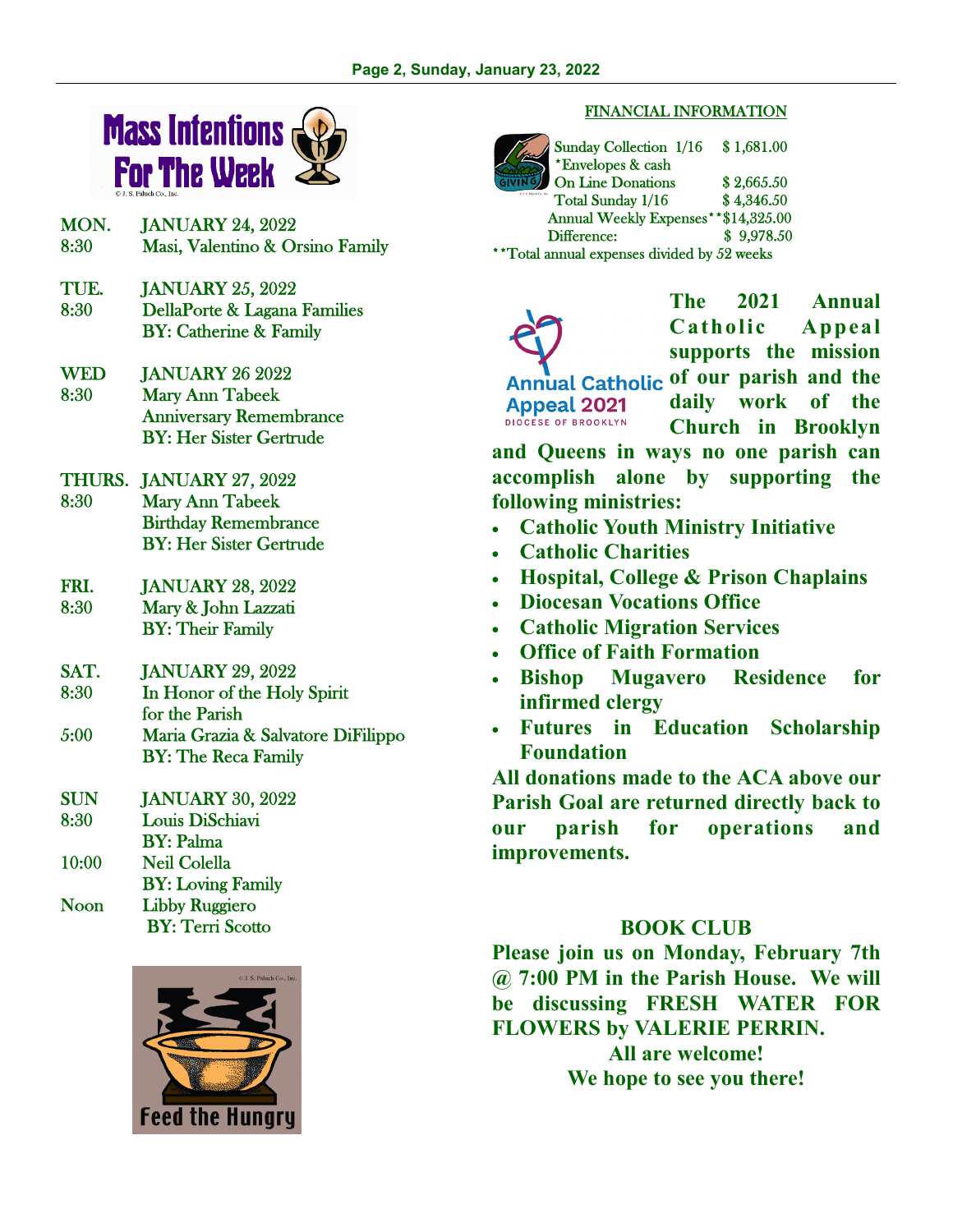## Mass Intentions For The Week

**MON.** JANUARY 24, 2022
8:30 Masi, Valentino & Orsino Family

**TUE.** JANUARY 25, 2022
8:30 DellaPorte & Lagana Families
BY: Catherine & Family

**WED** JANUARY 26 2022
8:30 Mary Ann Tabeek
Anniversary Remembrance
BY: Her Sister Gertrude

**THURS.** JANUARY 27, 2022
8:30 Mary Ann Tabeek
Birthday Remembrance
BY: Her Sister Gertrude

**FRI.** JANUARY 28, 2022
8:30 Mary & John Lazzati
BY: Their Family

**SAT.** JANUARY 29, 2022
8:30 In Honor of the Holy Spirit for the Parish
5:00 Maria Grazia & Salvatore DiFilippo
BY: The Reca Family

**SUN** JANUARY 30, 2022
8:30 Louis DiSchiavi
BY: Palma
10:00 Neil Colella
BY: Loving Family
Noon Libby Ruggiero
BY: Terri Scotto

Feed the Hungry

## FINANCIAL INFORMATION

| | |
|---|---|
| Sunday Collection 1/16 *Envelopes & cash | $ 1,681.00 |
| On Line Donations | $ 2,665.50 |
| Total Sunday 1/16 | $ 4,346.50 |
| Annual Weekly Expenses** | $14,325.00 |
| Difference: | $ 9,978.50 |

**Total annual expenses divided by 52 weeks

Annual Catholic Appeal 2021
DIOCESE OF BROOKLYN

**The 2021 Annual Catholic Appeal supports the mission of our parish and the daily work of the Church in Brooklyn and Queens in ways no one parish can accomplish alone by supporting the following ministries:**

- **Catholic Youth Ministry Initiative**
- **Catholic Charities**
- **Hospital, College & Prison Chaplains**
- **Diocesan Vocations Office**
- **Catholic Migration Services**
- **Office of Faith Formation**
- **Bishop Mugavero Residence for infirmed clergy**
- **Futures in Education Scholarship Foundation**

**All donations made to the ACA above our Parish Goal are returned directly back to our parish for operations and improvements.**

## BOOK CLUB

**Please join us on Monday, February 7th @ 7:00 PM in the Parish House. We will be discussing FRESH WATER FOR FLOWERS by VALERIE PERRIN.**

**All are welcome!**
**We hope to see you there!**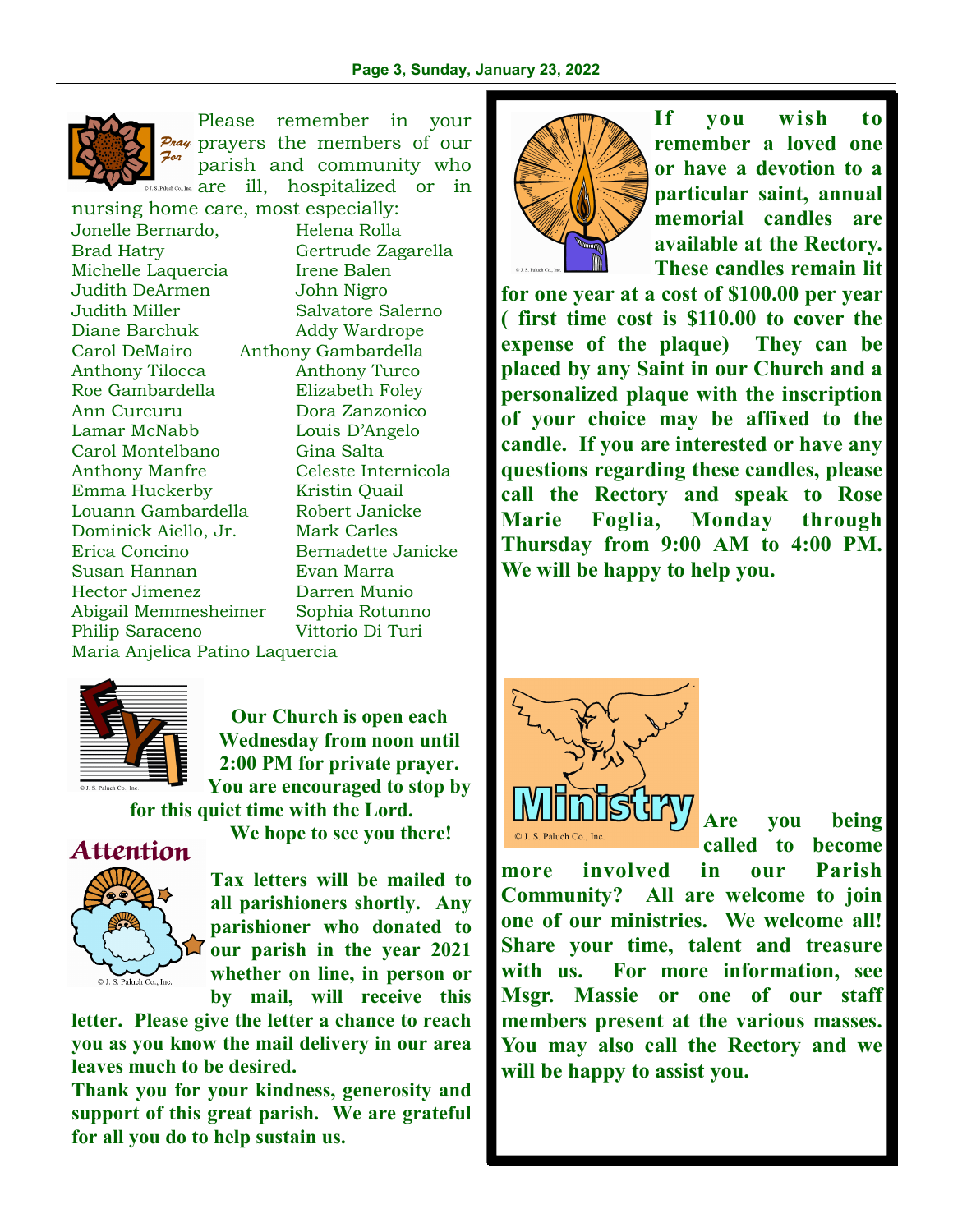Please remember in your prayers the members of our parish and community who are ill, hospitalized or in nursing home care, most especially:

Jonelle Bernardo, Brad Hatry, Michelle Laquercia, Judith DeArmen, Judith Miller, Diane Barchuk, Carol DeMairo, Anthony Tilocca, Roe Gambardella, Ann Curcuru, Lamar McNabb, Carol Montelbano, Anthony Manfre, Emma Huckerby, Louann Gambardella, Dominick Aiello, Jr., Erica Concino, Susan Hannan, Hector Jimenez, Abigail Memmesheimer, Philip Saraceno, Helena Rolla, Gertrude Zagarella, Irene Balen, John Nigro, Salvatore Salerno, Addy Wardrope, Anthony Gambardella, Anthony Turco, Elizabeth Foley, Dora Zanzonico, Louis D'Angelo, Gina Salta, Celeste Internicola, Kristin Quail, Robert Janicke, Mark Carles, Bernadette Janicke, Evan Marra, Darren Munio, Sophia Rotunno, Vittorio Di Turi, Maria Anjelica Patino Laquercia

**Our Church is open each Wednesday from noon until 2:00 PM for private prayer. You are encouraged to stop by for this quiet time with the Lord. We hope to see you there!**

## Attention

**Tax letters will be mailed to all parishioners shortly. Any parishioner who donated to our parish in the year 2021 whether on line, in person or by mail, will receive this letter. Please give the letter a chance to reach you as you know the mail delivery in our area leaves much to be desired.**

**Thank you for your kindness, generosity and support of this great parish. We are grateful for all you do to help sustain us.**

**If you wish to remember a loved one or have a devotion to a particular saint, annual memorial candles are available at the Rectory. These candles remain lit for one year at a cost of $100.00 per year ( first time cost is $110.00 to cover the expense of the plaque) They can be placed by any Saint in our Church and a personalized plaque with the inscription of your choice may be affixed to the candle. If you are interested or have any questions regarding these candles, please call the Rectory and speak to Rose Marie Foglia, Monday through Thursday from 9:00 AM to 4:00 PM. We will be happy to help you.**

**Are you being called to become more involved in our Parish Community? All are welcome to join one of our ministries. We welcome all! Share your time, talent and treasure with us. For more information, see Msgr. Massie or one of our staff members present at the various masses. You may also call the Rectory and we will be happy to assist you.**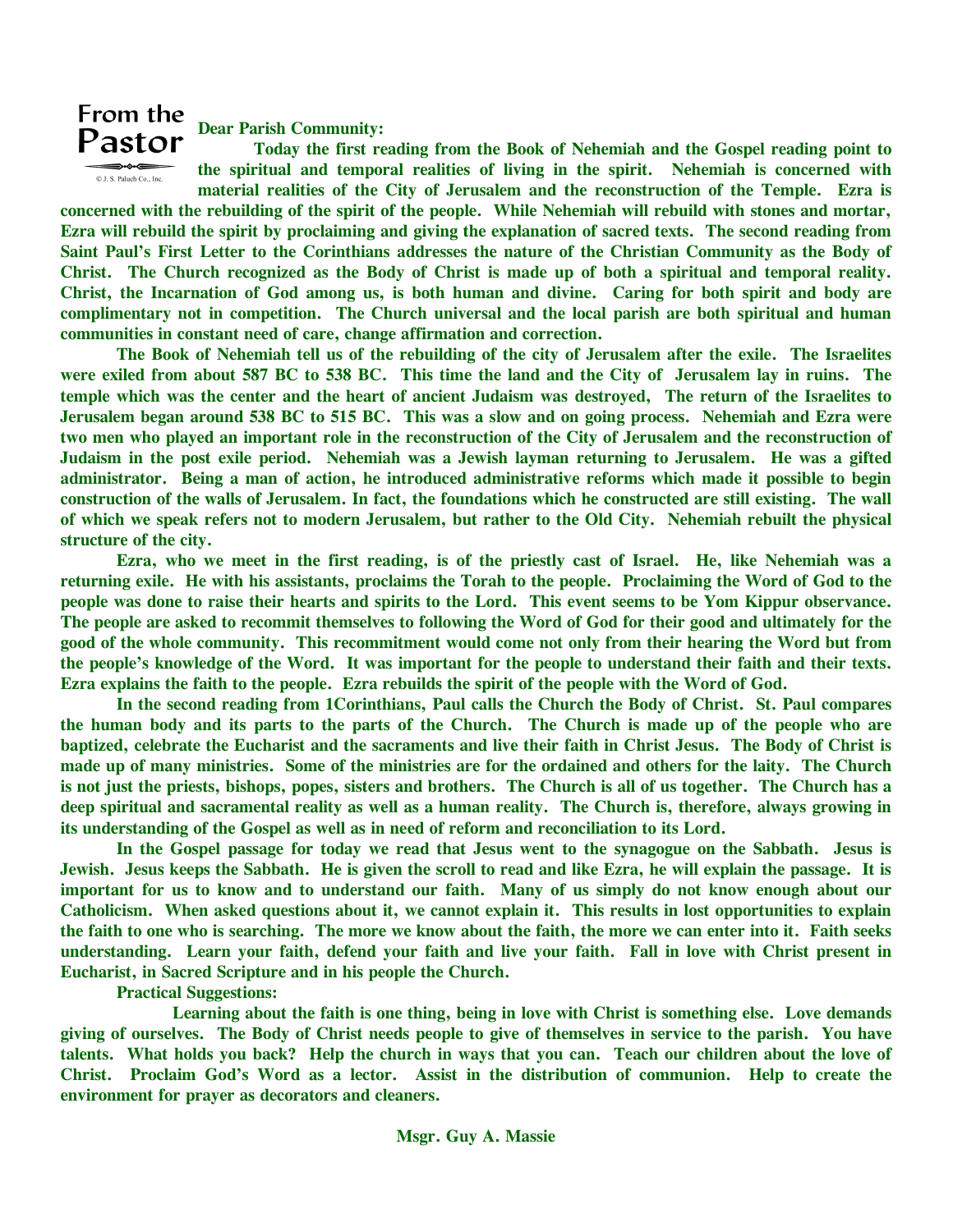# From the Pastor

© J. S. Paluch Co., Inc.

**Dear Parish Community:**

**Today the first reading from the Book of Nehemiah and the Gospel reading point to the spiritual and temporal realities of living in the spirit. Nehemiah is concerned with material realities of the City of Jerusalem and the reconstruction of the Temple. Ezra is concerned with the rebuilding of the spirit of the people. While Nehemiah will rebuild with stones and mortar, Ezra will rebuild the spirit by proclaiming and giving the explanation of sacred texts. The second reading from Saint Paul's First Letter to the Corinthians addresses the nature of the Christian Community as the Body of Christ. The Church recognized as the Body of Christ is made up of both a spiritual and temporal reality. Christ, the Incarnation of God among us, is both human and divine. Caring for both spirit and body are complimentary not in competition. The Church universal and the local parish are both spiritual and human communities in constant need of care, change affirmation and correction.**

**The Book of Nehemiah tell us of the rebuilding of the city of Jerusalem after the exile. The Israelites were exiled from about 587 BC to 538 BC. This time the land and the City of Jerusalem lay in ruins. The temple which was the center and the heart of ancient Judaism was destroyed, The return of the Israelites to Jerusalem began around 538 BC to 515 BC. This was a slow and on going process. Nehemiah and Ezra were two men who played an important role in the reconstruction of the City of Jerusalem and the reconstruction of Judaism in the post exile period. Nehemiah was a Jewish layman returning to Jerusalem. He was a gifted administrator. Being a man of action, he introduced administrative reforms which made it possible to begin construction of the walls of Jerusalem. In fact, the foundations which he constructed are still existing. The wall of which we speak refers not to modern Jerusalem, but rather to the Old City. Nehemiah rebuilt the physical structure of the city.**

**Ezra, who we meet in the first reading, is of the priestly cast of Israel. He, like Nehemiah was a returning exile. He with his assistants, proclaims the Torah to the people. Proclaiming the Word of God to the people was done to raise their hearts and spirits to the Lord. This event seems to be Yom Kippur observance. The people are asked to recommit themselves to following the Word of God for their good and ultimately for the good of the whole community. This recommitment would come not only from their hearing the Word but from the people's knowledge of the Word. It was important for the people to understand their faith and their texts. Ezra explains the faith to the people. Ezra rebuilds the spirit of the people with the Word of God.**

**In the second reading from 1Corinthians, Paul calls the Church the Body of Christ. St. Paul compares the human body and its parts to the parts of the Church. The Church is made up of the people who are baptized, celebrate the Eucharist and the sacraments and live their faith in Christ Jesus. The Body of Christ is made up of many ministries. Some of the ministries are for the ordained and others for the laity. The Church is not just the priests, bishops, popes, sisters and brothers. The Church is all of us together. The Church has a deep spiritual and sacramental reality as well as a human reality. The Church is, therefore, always growing in its understanding of the Gospel as well as in need of reform and reconciliation to its Lord.**

**In the Gospel passage for today we read that Jesus went to the synagogue on the Sabbath. Jesus is Jewish. Jesus keeps the Sabbath. He is given the scroll to read and like Ezra, he will explain the passage. It is important for us to know and to understand our faith. Many of us simply do not know enough about our Catholicism. When asked questions about it, we cannot explain it. This results in lost opportunities to explain the faith to one who is searching. The more we know about the faith, the more we can enter into it. Faith seeks understanding. Learn your faith, defend your faith and live your faith. Fall in love with Christ present in Eucharist, in Sacred Scripture and in his people the Church.**

**Practical Suggestions:**

**Learning about the faith is one thing, being in love with Christ is something else. Love demands giving of ourselves. The Body of Christ needs people to give of themselves in service to the parish. You have talents. What holds you back? Help the church in ways that you can. Teach our children about the love of Christ. Proclaim God's Word as a lector. Assist in the distribution of communion. Help to create the environment for prayer as decorators and cleaners.**

**Msgr. Guy A. Massie**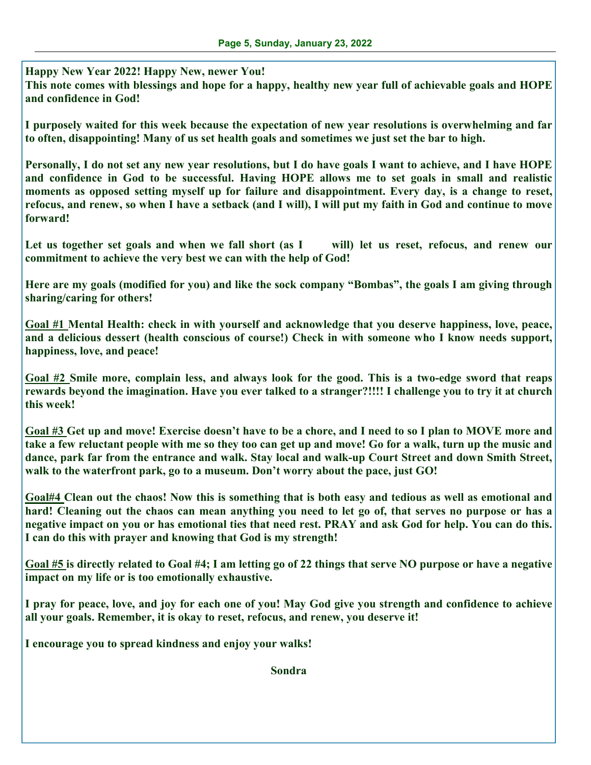**Happy New Year 2022! Happy New, newer You!**
**This note comes with blessings and hope for a happy, healthy new year full of achievable goals and HOPE and confidence in God!**

**I purposely waited for this week because the expectation of new year resolutions is overwhelming and far to often, disappointing! Many of us set health goals and sometimes we just set the bar to high.**

**Personally, I do not set any new year resolutions, but I do have goals I want to achieve, and I have HOPE and confidence in God to be successful. Having HOPE allows me to set goals in small and realistic moments as opposed setting myself up for failure and disappointment. Every day, is a change to reset, refocus, and renew, so when I have a setback (and I will), I will put my faith in God and continue to move forward!**

**Let us together set goals and when we fall short (as I will) let us reset, refocus, and renew our commitment to achieve the very best we can with the help of God!**

**Here are my goals (modified for you) and like the sock company "Bombas", the goals I am giving through sharing/caring for others!**

**<u>Goal #1</u> Mental Health: check in with yourself and acknowledge that you deserve happiness, love, peace, and a delicious dessert (health conscious of course!) Check in with someone who I know needs support, happiness, love, and peace!**

**<u>Goal #2</u> Smile more, complain less, and always look for the good. This is a two-edge sword that reaps rewards beyond the imagination. Have you ever talked to a stranger?!!!! I challenge you to try it at church this week!**

**<u>Goal #3</u> Get up and move! Exercise doesn't have to be a chore, and I need to so I plan to MOVE more and take a few reluctant people with me so they too can get up and move! Go for a walk, turn up the music and dance, park far from the entrance and walk. Stay local and walk-up Court Street and down Smith Street, walk to the waterfront park, go to a museum. Don't worry about the pace, just GO!**

**<u>Goal#4</u> Clean out the chaos! Now this is something that is both easy and tedious as well as emotional and hard! Cleaning out the chaos can mean anything you need to let go of, that serves no purpose or has a negative impact on you or has emotional ties that need rest. PRAY and ask God for help. You can do this. I can do this with prayer and knowing that God is my strength!**

**<u>Goal #5</u> is directly related to Goal #4; I am letting go of 22 things that serve NO purpose or have a negative impact on my life or is too emotionally exhaustive.**

**I pray for peace, love, and joy for each one of you! May God give you strength and confidence to achieve all your goals. Remember, it is okay to reset, refocus, and renew, you deserve it!**

**I encourage you to spread kindness and enjoy your walks!**

**Sondra**